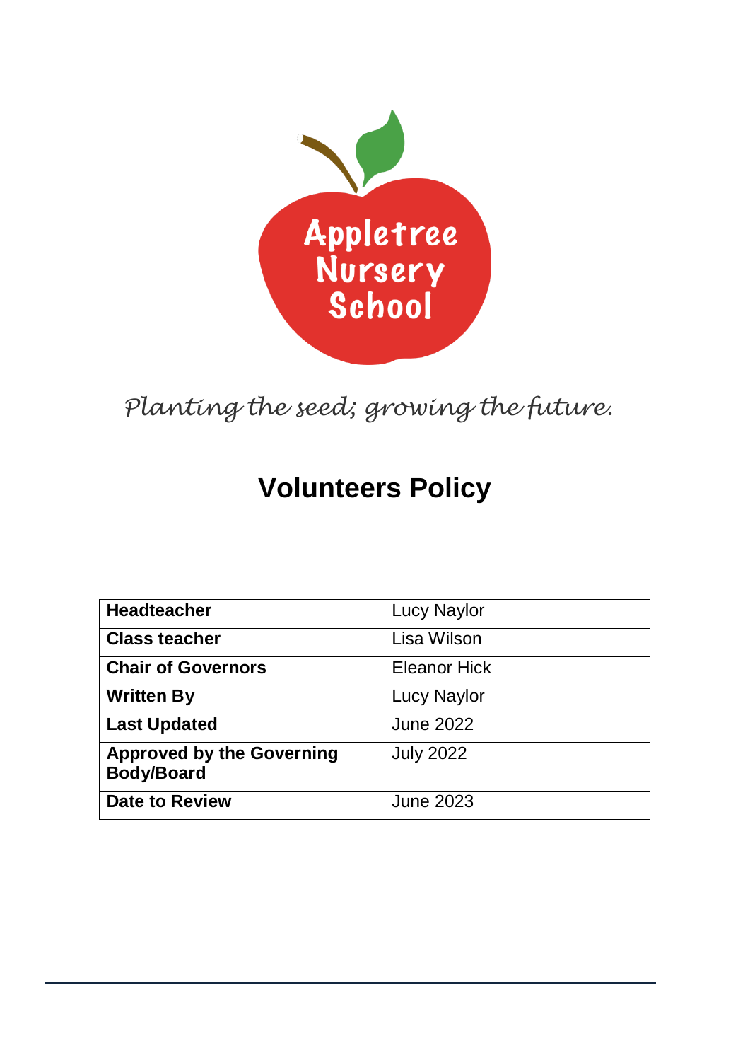Appletree Nursery School

*Planting the seed; growing the future.*

# Volunteers Policy

| | |
|---|---|
| **Headteacher** | Lucy Naylor |
| **Class teacher** | Lisa Wilson |
| **Chair of Governors** | Eleanor Hick |
| **Written By** | Lucy Naylor |
| **Last Updated** | June 2022 |
| **Approved by the Governing Body/Board** | July 2022 |
| **Date to Review** | June 2023 |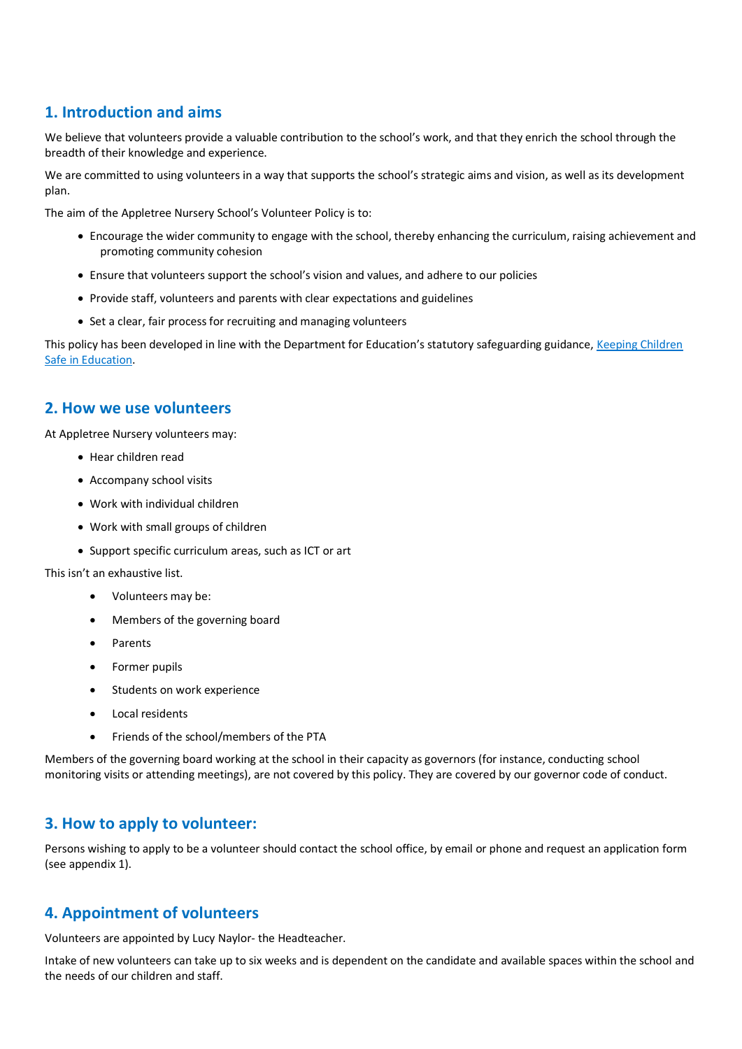## 1. Introduction and aims

We believe that volunteers provide a valuable contribution to the school's work, and that they enrich the school through the breadth of their knowledge and experience.

We are committed to using volunteers in a way that supports the school's strategic aims and vision, as well as its development plan.

The aim of the Appletree Nursery School's Volunteer Policy is to:

- Encourage the wider community to engage with the school, thereby enhancing the curriculum, raising achievement and promoting community cohesion
- Ensure that volunteers support the school's vision and values, and adhere to our policies
- Provide staff, volunteers and parents with clear expectations and guidelines
- Set a clear, fair process for recruiting and managing volunteers

This policy has been developed in line with the Department for Education's statutory safeguarding guidance, [Keeping Children Safe in Education](#).

## 2. How we use volunteers

At Appletree Nursery volunteers may:

- Hear children read
- Accompany school visits
- Work with individual children
- Work with small groups of children
- Support specific curriculum areas, such as ICT or art

This isn't an exhaustive list.

- Volunteers may be:
- Members of the governing board
- Parents
- Former pupils
- Students on work experience
- Local residents
- Friends of the school/members of the PTA

Members of the governing board working at the school in their capacity as governors (for instance, conducting school monitoring visits or attending meetings), are not covered by this policy. They are covered by our governor code of conduct.

## 3. How to apply to volunteer:

Persons wishing to apply to be a volunteer should contact the school office, by email or phone and request an application form (see appendix 1).

## 4. Appointment of volunteers

Volunteers are appointed by Lucy Naylor- the Headteacher.

Intake of new volunteers can take up to six weeks and is dependent on the candidate and available spaces within the school and the needs of our children and staff.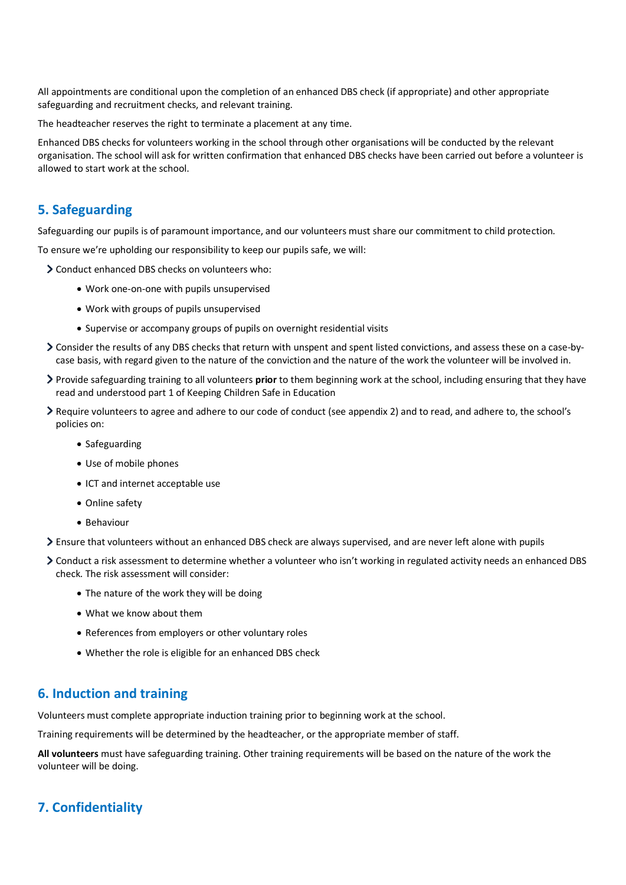All appointments are conditional upon the completion of an enhanced DBS check (if appropriate) and other appropriate safeguarding and recruitment checks, and relevant training.

The headteacher reserves the right to terminate a placement at any time.

Enhanced DBS checks for volunteers working in the school through other organisations will be conducted by the relevant organisation. The school will ask for written confirmation that enhanced DBS checks have been carried out before a volunteer is allowed to start work at the school.

## 5. Safeguarding

Safeguarding our pupils is of paramount importance, and our volunteers must share our commitment to child protection.

To ensure we're upholding our responsibility to keep our pupils safe, we will:

- Conduct enhanced DBS checks on volunteers who:
  - Work one-on-one with pupils unsupervised
  - Work with groups of pupils unsupervised
  - Supervise or accompany groups of pupils on overnight residential visits
- Consider the results of any DBS checks that return with unspent and spent listed convictions, and assess these on a case-by-case basis, with regard given to the nature of the conviction and the nature of the work the volunteer will be involved in.
- Provide safeguarding training to all volunteers **prior** to them beginning work at the school, including ensuring that they have read and understood part 1 of Keeping Children Safe in Education
- Require volunteers to agree and adhere to our code of conduct (see appendix 2) and to read, and adhere to, the school's policies on:
  - Safeguarding
  - Use of mobile phones
  - ICT and internet acceptable use
  - Online safety
  - Behaviour
- Ensure that volunteers without an enhanced DBS check are always supervised, and are never left alone with pupils
- Conduct a risk assessment to determine whether a volunteer who isn't working in regulated activity needs an enhanced DBS check. The risk assessment will consider:
  - The nature of the work they will be doing
  - What we know about them
  - References from employers or other voluntary roles
  - Whether the role is eligible for an enhanced DBS check

## 6. Induction and training

Volunteers must complete appropriate induction training prior to beginning work at the school.

Training requirements will be determined by the headteacher, or the appropriate member of staff.

**All volunteers** must have safeguarding training. Other training requirements will be based on the nature of the work the volunteer will be doing.

## 7. Confidentiality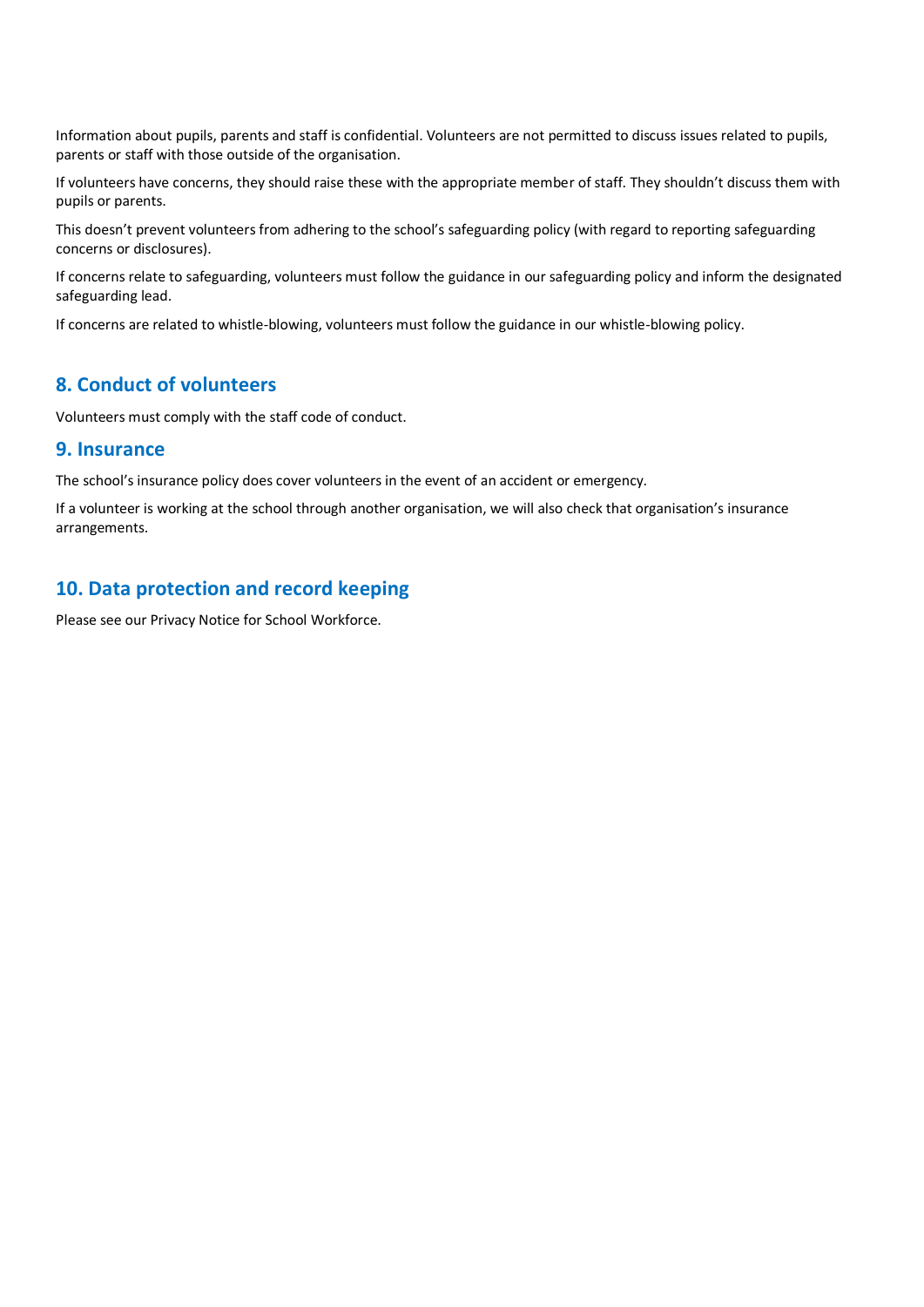Information about pupils, parents and staff is confidential. Volunteers are not permitted to discuss issues related to pupils, parents or staff with those outside of the organisation.

If volunteers have concerns, they should raise these with the appropriate member of staff. They shouldn't discuss them with pupils or parents.

This doesn't prevent volunteers from adhering to the school's safeguarding policy (with regard to reporting safeguarding concerns or disclosures).

If concerns relate to safeguarding, volunteers must follow the guidance in our safeguarding policy and inform the designated safeguarding lead.

If concerns are related to whistle-blowing, volunteers must follow the guidance in our whistle-blowing policy.

## 8. Conduct of volunteers

Volunteers must comply with the staff code of conduct.

## 9. Insurance

The school's insurance policy does cover volunteers in the event of an accident or emergency.

If a volunteer is working at the school through another organisation, we will also check that organisation's insurance arrangements.

## 10. Data protection and record keeping

Please see our Privacy Notice for School Workforce.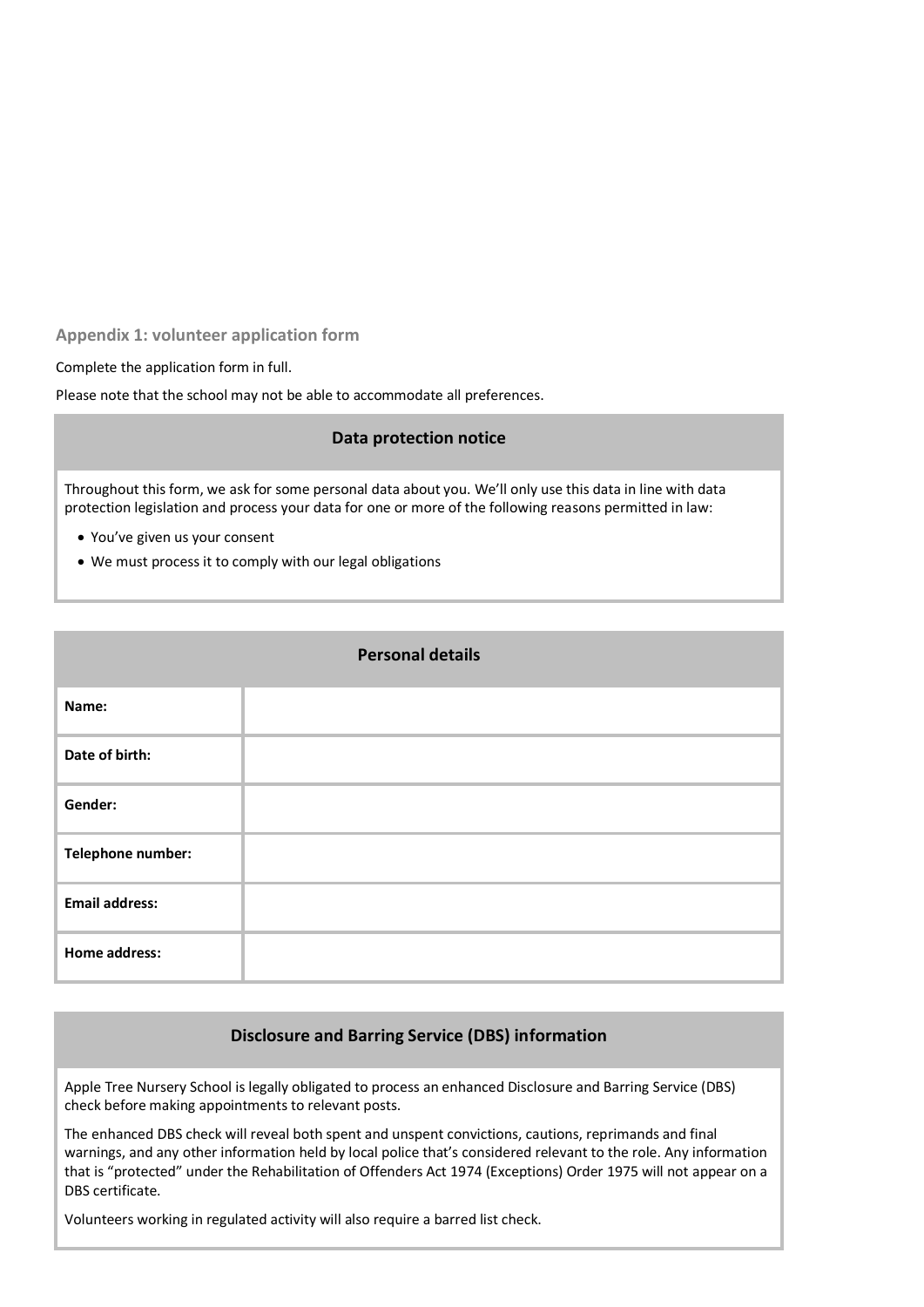## Appendix 1: volunteer application form

Complete the application form in full.

Please note that the school may not be able to accommodate all preferences.

| Data protection notice |
|---|
| Throughout this form, we ask for some personal data about you. We'll only use this data in line with data protection legislation and process your data for one or more of the following reasons permitted in law:<br>• You've given us your consent<br>• We must process it to comply with our legal obligations |

| Personal details | |
|---|---|
| **Name:** | |
| **Date of birth:** | |
| **Gender:** | |
| **Telephone number:** | |
| **Email address:** | |
| **Home address:** | |

| Disclosure and Barring Service (DBS) information |
|---|
| Apple Tree Nursery School is legally obligated to process an enhanced Disclosure and Barring Service (DBS) check before making appointments to relevant posts.<br>The enhanced DBS check will reveal both spent and unspent convictions, cautions, reprimands and final warnings, and any other information held by local police that's considered relevant to the role. Any information that is "protected" under the Rehabilitation of Offenders Act 1974 (Exceptions) Order 1975 will not appear on a DBS certificate.<br>Volunteers working in regulated activity will also require a barred list check. |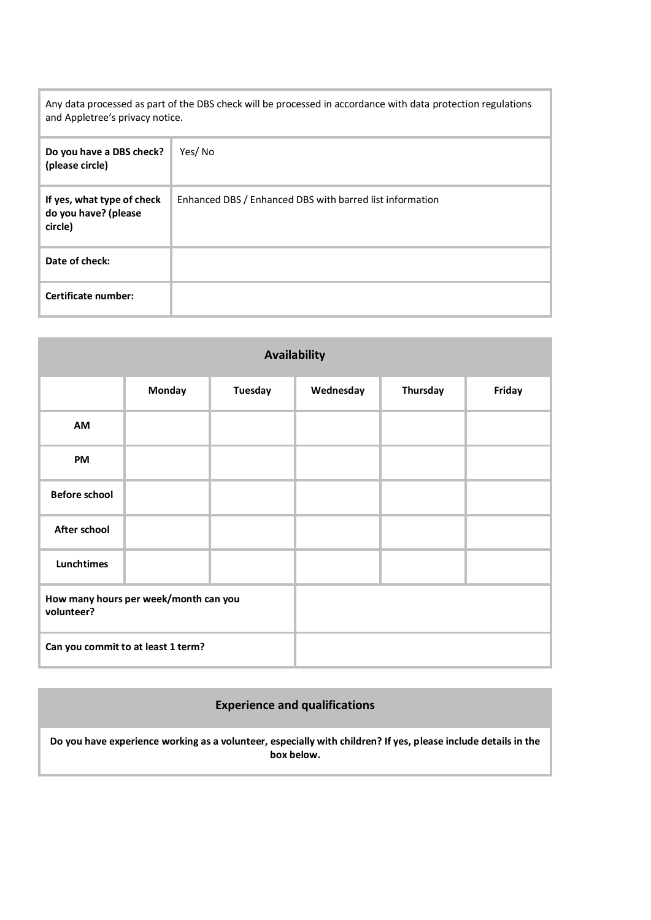| Any data processed as part of the DBS check will be processed in accordance with data protection regulations and Appletree's privacy notice. | |
|---|---|
| **Do you have a DBS check? (please circle)** | Yes/ No |
| **If yes, what type of check do you have? (please circle)** | Enhanced DBS / Enhanced DBS with barred list information |
| **Date of check:** | |
| **Certificate number:** | |

## Availability

| | Monday | Tuesday | Wednesday | Thursday | Friday |
|---|---|---|---|---|---|
| **AM** | | | | | |
| **PM** | | | | | |
| **Before school** | | | | | |
| **After school** | | | | | |
| **Lunchtimes** | | | | | |

| | |
|---|---|
| **How many hours per week/month can you volunteer?** | |
| **Can you commit to at least 1 term?** | |

## Experience and qualifications

**Do you have experience working as a volunteer, especially with children? If yes, please include details in the box below.**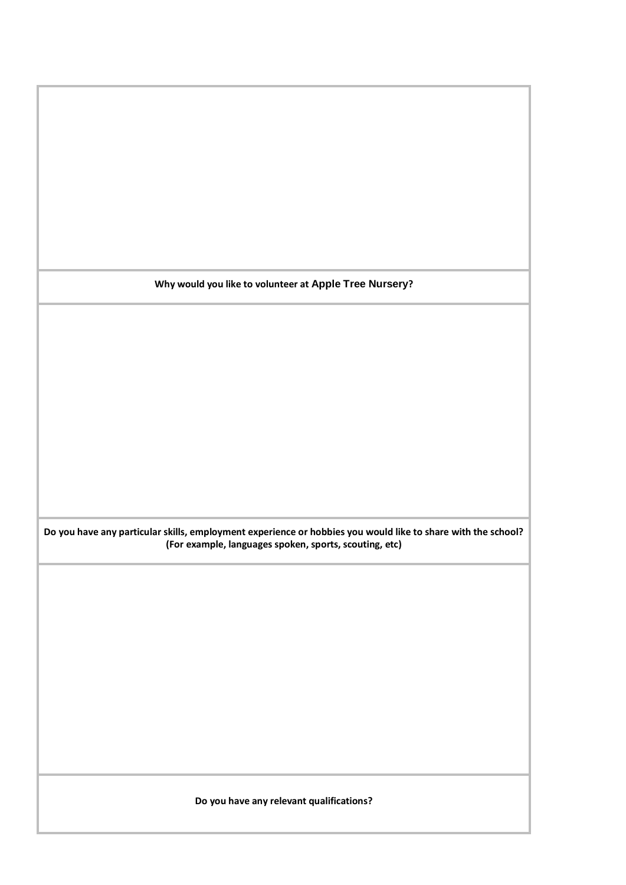**Why would you like to volunteer at Apple Tree Nursery?**

**Do you have any particular skills, employment experience or hobbies you would like to share with the school? (For example, languages spoken, sports, scouting, etc)**

**Do you have any relevant qualifications?**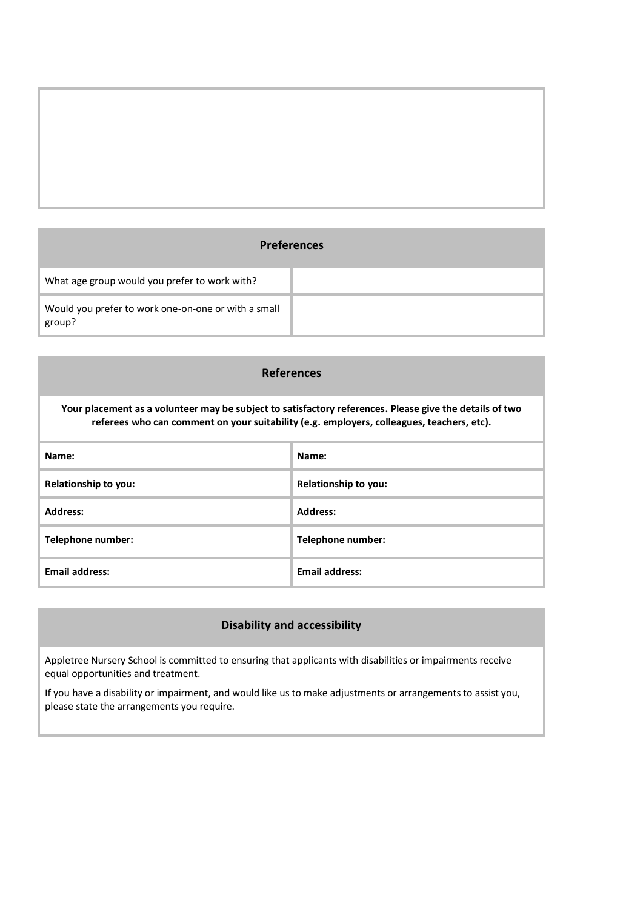## Preferences

| | |
|---|---|
| What age group would you prefer to work with? | |
| Would you prefer to work one-on-one or with a small group? | |

## References

**Your placement as a volunteer may be subject to satisfactory references. Please give the details of two referees who can comment on your suitability (e.g. employers, colleagues, teachers, etc).**

| | |
|---|---|
| **Name:** | **Name:** |
| **Relationship to you:** | **Relationship to you:** |
| **Address:** | **Address:** |
| **Telephone number:** | **Telephone number:** |
| **Email address:** | **Email address:** |

## Disability and accessibility

Appletree Nursery School is committed to ensuring that applicants with disabilities or impairments receive equal opportunities and treatment.

If you have a disability or impairment, and would like us to make adjustments or arrangements to assist you, please state the arrangements you require.